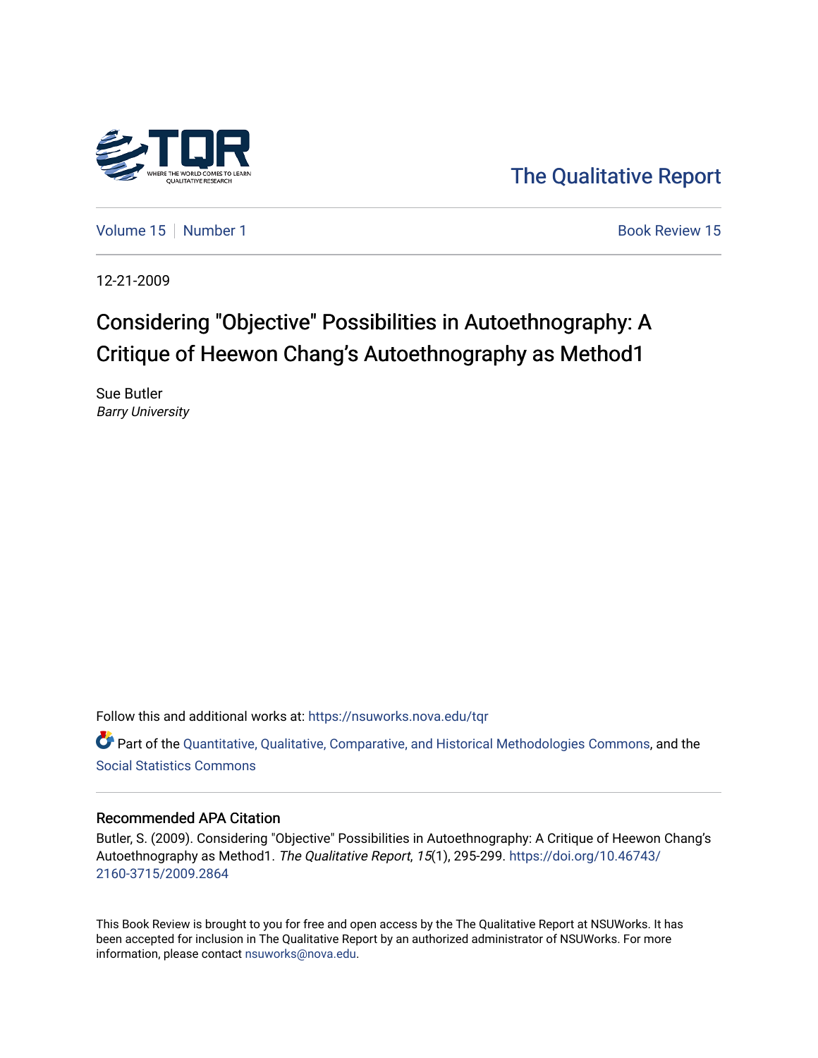The Qualitative Report

Volume 15 | Number 1 | Book Review 15

12-21-2009

# Considering "Objective" Possibilities in Autoethnography: A Critique of Heewon Chang's Autoethnography as Method1

Sue Butler
*Barry University*

Follow this and additional works at: https://nsuworks.nova.edu/tqr

Part of the Quantitative, Qualitative, Comparative, and Historical Methodologies Commons, and the Social Statistics Commons

### Recommended APA Citation

Butler, S. (2009). Considering "Objective" Possibilities in Autoethnography: A Critique of Heewon Chang's Autoethnography as Method1. *The Qualitative Report*, *15*(1), 295-299. https://doi.org/10.46743/2160-3715/2009.2864

This Book Review is brought to you for free and open access by the The Qualitative Report at NSUWorks. It has been accepted for inclusion in The Qualitative Report by an authorized administrator of NSUWorks. For more information, please contact nsuworks@nova.edu.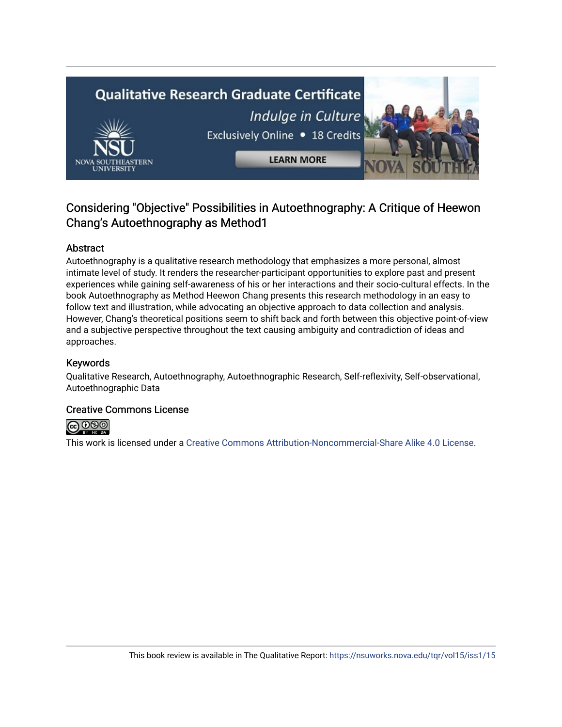Considering "Objective" Possibilities in Autoethnography: A Critique of Heewon Chang's Autoethnography as Method1

## Abstract

Autoethnography is a qualitative research methodology that emphasizes a more personal, almost intimate level of study. It renders the researcher-participant opportunities to explore past and present experiences while gaining self-awareness of his or her interactions and their socio-cultural effects. In the book Autoethnography as Method Heewon Chang presents this research methodology in an easy to follow text and illustration, while advocating an objective approach to data collection and analysis. However, Chang's theoretical positions seem to shift back and forth between this objective point-of-view and a subjective perspective throughout the text causing ambiguity and contradiction of ideas and approaches.

## Keywords

Qualitative Research, Autoethnography, Autoethnographic Research, Self-reflexivity, Self-observational, Autoethnographic Data

## Creative Commons License

This work is licensed under a Creative Commons Attribution-Noncommercial-Share Alike 4.0 License.

This book review is available in The Qualitative Report: https://nsuworks.nova.edu/tqr/vol15/iss1/15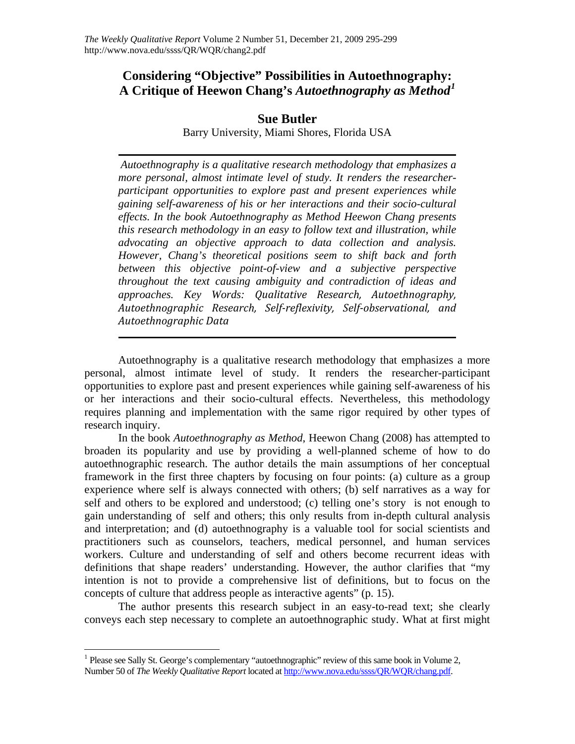# Considering "Objective" Possibilities in Autoethnography: A Critique of Heewon Chang's *Autoethnography as Method*[1]

**Sue Butler**

Barry University, Miami Shores, Florida USA

---

*Autoethnography is a qualitative research methodology that emphasizes a more personal, almost intimate level of study. It renders the researcher-participant opportunities to explore past and present experiences while gaining self-awareness of his or her interactions and their socio-cultural effects. In the book Autoethnography as Method Heewon Chang presents this research methodology in an easy to follow text and illustration, while advocating an objective approach to data collection and analysis. However, Chang's theoretical positions seem to shift back and forth between this objective point-of-view and a subjective perspective throughout the text causing ambiguity and contradiction of ideas and approaches. Key Words: Qualitative Research, Autoethnography, Autoethnographic Research, Self-reflexivity, Self-observational, and Autoethnographic Data*

---

Autoethnography is a qualitative research methodology that emphasizes a more personal, almost intimate level of study. It renders the researcher-participant opportunities to explore past and present experiences while gaining self-awareness of his or her interactions and their socio-cultural effects. Nevertheless, this methodology requires planning and implementation with the same rigor required by other types of research inquiry.

In the book *Autoethnography as Method*, Heewon Chang (2008) has attempted to broaden its popularity and use by providing a well-planned scheme of how to do autoethnographic research. The author details the main assumptions of her conceptual framework in the first three chapters by focusing on four points: (a) culture as a group experience where self is always connected with others; (b) self narratives as a way for self and others to be explored and understood; (c) telling one's story is not enough to gain understanding of self and others; this only results from in-depth cultural analysis and interpretation; and (d) autoethnography is a valuable tool for social scientists and practitioners such as counselors, teachers, medical personnel, and human services workers. Culture and understanding of self and others become recurrent ideas with definitions that shape readers' understanding. However, the author clarifies that "my intention is not to provide a comprehensive list of definitions, but to focus on the concepts of culture that address people as interactive agents" (p. 15).

The author presents this research subject in an easy-to-read text; she clearly conveys each step necessary to complete an autoethnographic study. What at first might

---

[1] Please see Sally St. George's complementary "autoethnographic" review of this same book in Volume 2, Number 50 of *The Weekly Qualitative Report* located at http://www.nova.edu/ssss/QR/WQR/chang.pdf.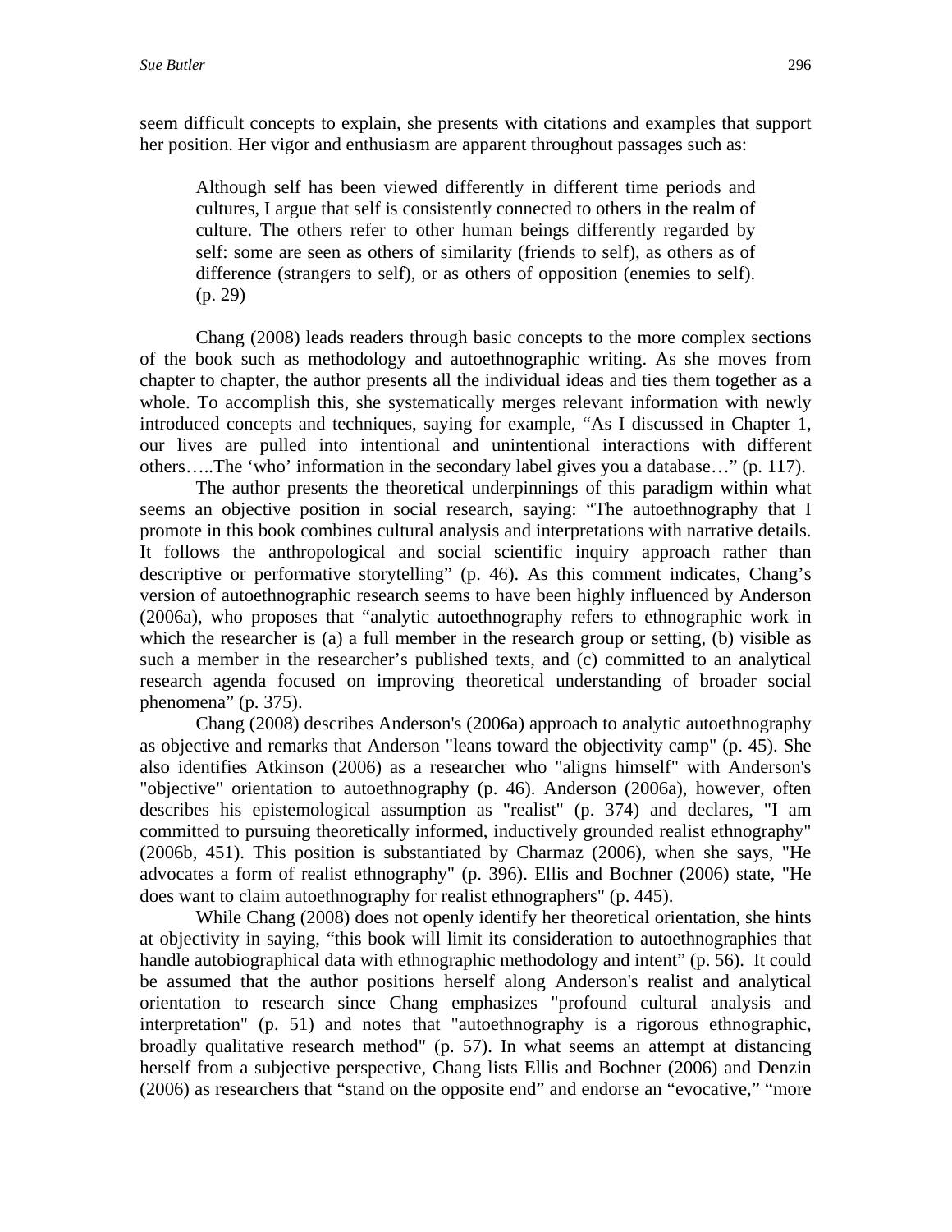seem difficult concepts to explain, she presents with citations and examples that support her position. Her vigor and enthusiasm are apparent throughout passages such as:

> Although self has been viewed differently in different time periods and cultures, I argue that self is consistently connected to others in the realm of culture. The others refer to other human beings differently regarded by self: some are seen as others of similarity (friends to self), as others as of difference (strangers to self), or as others of opposition (enemies to self). (p. 29)

Chang (2008) leads readers through basic concepts to the more complex sections of the book such as methodology and autoethnographic writing. As she moves from chapter to chapter, the author presents all the individual ideas and ties them together as a whole. To accomplish this, she systematically merges relevant information with newly introduced concepts and techniques, saying for example, "As I discussed in Chapter 1, our lives are pulled into intentional and unintentional interactions with different others…..The 'who' information in the secondary label gives you a database…" (p. 117).

The author presents the theoretical underpinnings of this paradigm within what seems an objective position in social research, saying: "The autoethnography that I promote in this book combines cultural analysis and interpretations with narrative details. It follows the anthropological and social scientific inquiry approach rather than descriptive or performative storytelling" (p. 46). As this comment indicates, Chang's version of autoethnographic research seems to have been highly influenced by Anderson (2006a), who proposes that "analytic autoethnography refers to ethnographic work in which the researcher is (a) a full member in the research group or setting, (b) visible as such a member in the researcher's published texts, and (c) committed to an analytical research agenda focused on improving theoretical understanding of broader social phenomena" (p. 375).

Chang (2008) describes Anderson's (2006a) approach to analytic autoethnography as objective and remarks that Anderson "leans toward the objectivity camp" (p. 45). She also identifies Atkinson (2006) as a researcher who "aligns himself" with Anderson's "objective" orientation to autoethnography (p. 46). Anderson (2006a), however, often describes his epistemological assumption as "realist" (p. 374) and declares, "I am committed to pursuing theoretically informed, inductively grounded realist ethnography" (2006b, 451). This position is substantiated by Charmaz (2006), when she says, "He advocates a form of realist ethnography" (p. 396). Ellis and Bochner (2006) state, "He does want to claim autoethnography for realist ethnographers" (p. 445).

While Chang (2008) does not openly identify her theoretical orientation, she hints at objectivity in saying, "this book will limit its consideration to autoethnographies that handle autobiographical data with ethnographic methodology and intent" (p. 56). It could be assumed that the author positions herself along Anderson's realist and analytical orientation to research since Chang emphasizes "profound cultural analysis and interpretation" (p. 51) and notes that "autoethnography is a rigorous ethnographic, broadly qualitative research method" (p. 57). In what seems an attempt at distancing herself from a subjective perspective, Chang lists Ellis and Bochner (2006) and Denzin (2006) as researchers that "stand on the opposite end" and endorse an "evocative," "more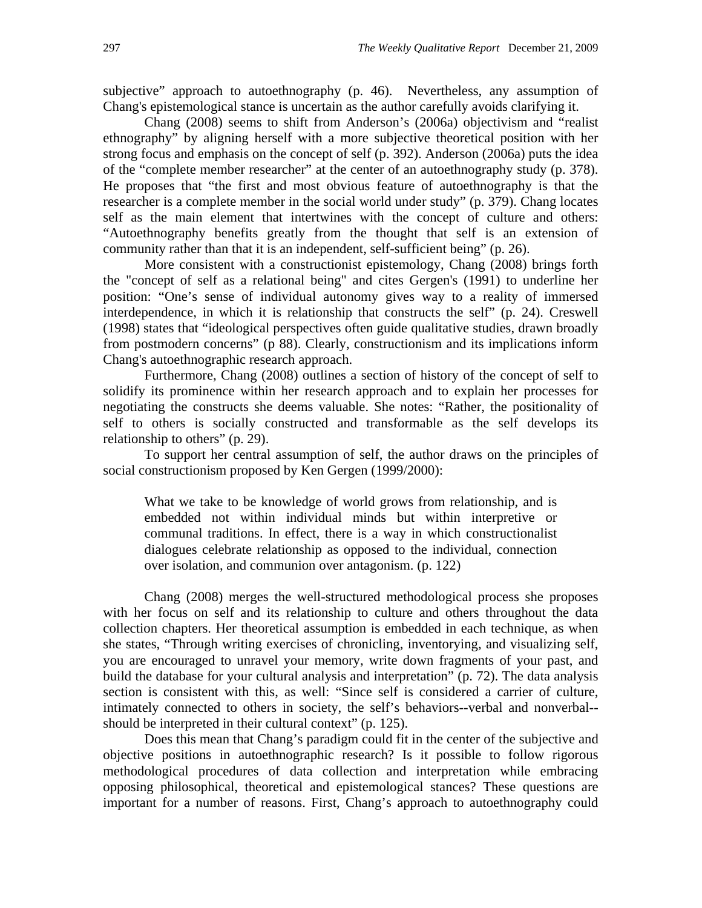subjective" approach to autoethnography (p. 46). Nevertheless, any assumption of Chang's epistemological stance is uncertain as the author carefully avoids clarifying it.

Chang (2008) seems to shift from Anderson's (2006a) objectivism and "realist ethnography" by aligning herself with a more subjective theoretical position with her strong focus and emphasis on the concept of self (p. 392). Anderson (2006a) puts the idea of the "complete member researcher" at the center of an autoethnography study (p. 378). He proposes that "the first and most obvious feature of autoethnography is that the researcher is a complete member in the social world under study" (p. 379). Chang locates self as the main element that intertwines with the concept of culture and others: "Autoethnography benefits greatly from the thought that self is an extension of community rather than that it is an independent, self-sufficient being" (p. 26).

More consistent with a constructionist epistemology, Chang (2008) brings forth the "concept of self as a relational being" and cites Gergen's (1991) to underline her position: "One's sense of individual autonomy gives way to a reality of immersed interdependence, in which it is relationship that constructs the self" (p. 24). Creswell (1998) states that "ideological perspectives often guide qualitative studies, drawn broadly from postmodern concerns" (p 88). Clearly, constructionism and its implications inform Chang's autoethnographic research approach.

Furthermore, Chang (2008) outlines a section of history of the concept of self to solidify its prominence within her research approach and to explain her processes for negotiating the constructs she deems valuable. She notes: "Rather, the positionality of self to others is socially constructed and transformable as the self develops its relationship to others" (p. 29).

To support her central assumption of self, the author draws on the principles of social constructionism proposed by Ken Gergen (1999/2000):

> What we take to be knowledge of world grows from relationship, and is embedded not within individual minds but within interpretive or communal traditions. In effect, there is a way in which constructionalist dialogues celebrate relationship as opposed to the individual, connection over isolation, and communion over antagonism. (p. 122)

Chang (2008) merges the well-structured methodological process she proposes with her focus on self and its relationship to culture and others throughout the data collection chapters. Her theoretical assumption is embedded in each technique, as when she states, "Through writing exercises of chronicling, inventorying, and visualizing self, you are encouraged to unravel your memory, write down fragments of your past, and build the database for your cultural analysis and interpretation" (p. 72). The data analysis section is consistent with this, as well: "Since self is considered a carrier of culture, intimately connected to others in society, the self's behaviors--verbal and nonverbal--should be interpreted in their cultural context" (p. 125).

Does this mean that Chang's paradigm could fit in the center of the subjective and objective positions in autoethnographic research? Is it possible to follow rigorous methodological procedures of data collection and interpretation while embracing opposing philosophical, theoretical and epistemological stances? These questions are important for a number of reasons. First, Chang's approach to autoethnography could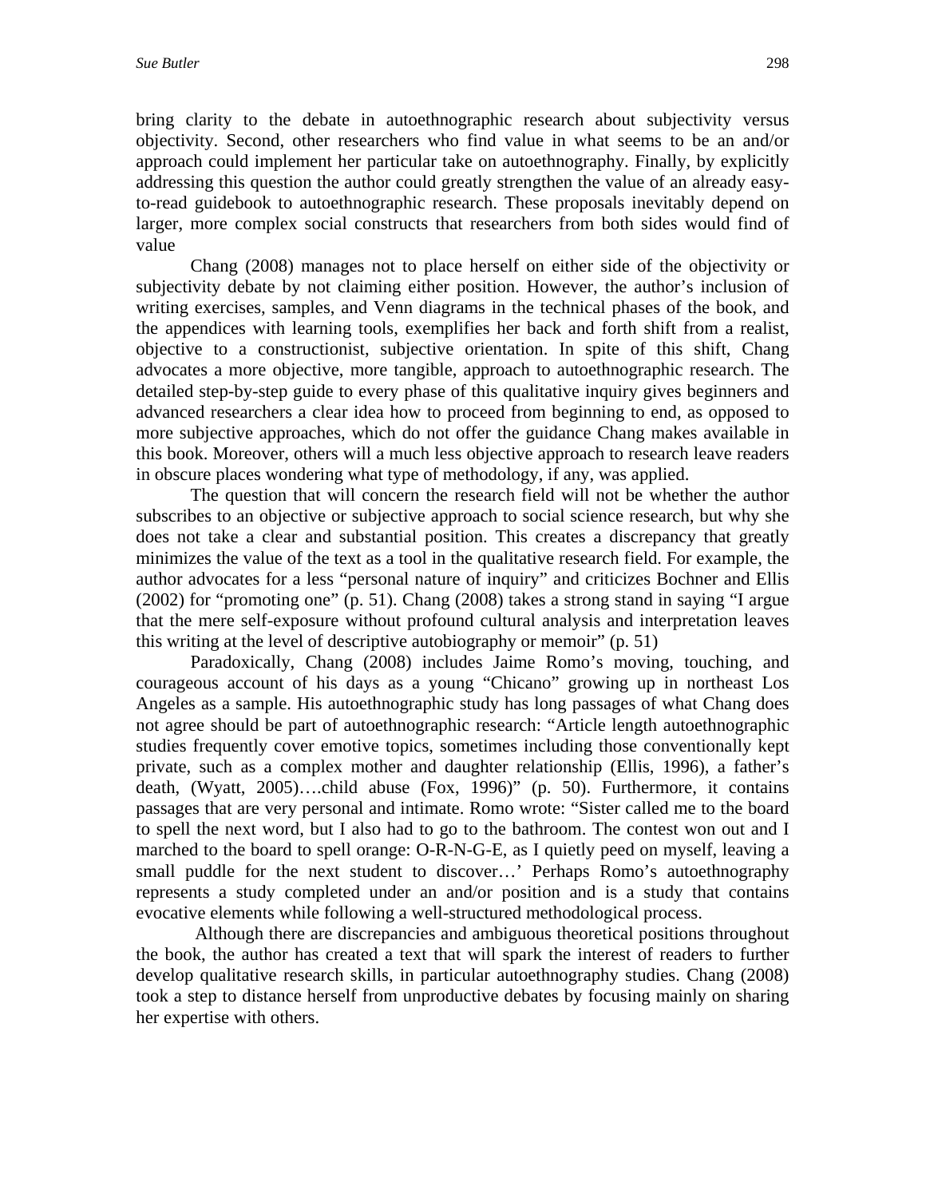bring clarity to the debate in autoethnographic research about subjectivity versus objectivity. Second, other researchers who find value in what seems to be an and/or approach could implement her particular take on autoethnography. Finally, by explicitly addressing this question the author could greatly strengthen the value of an already easy-to-read guidebook to autoethnographic research. These proposals inevitably depend on larger, more complex social constructs that researchers from both sides would find of value

Chang (2008) manages not to place herself on either side of the objectivity or subjectivity debate by not claiming either position. However, the author's inclusion of writing exercises, samples, and Venn diagrams in the technical phases of the book, and the appendices with learning tools, exemplifies her back and forth shift from a realist, objective to a constructionist, subjective orientation. In spite of this shift, Chang advocates a more objective, more tangible, approach to autoethnographic research. The detailed step-by-step guide to every phase of this qualitative inquiry gives beginners and advanced researchers a clear idea how to proceed from beginning to end, as opposed to more subjective approaches, which do not offer the guidance Chang makes available in this book. Moreover, others will a much less objective approach to research leave readers in obscure places wondering what type of methodology, if any, was applied.

The question that will concern the research field will not be whether the author subscribes to an objective or subjective approach to social science research, but why she does not take a clear and substantial position. This creates a discrepancy that greatly minimizes the value of the text as a tool in the qualitative research field. For example, the author advocates for a less "personal nature of inquiry" and criticizes Bochner and Ellis (2002) for "promoting one" (p. 51). Chang (2008) takes a strong stand in saying "I argue that the mere self-exposure without profound cultural analysis and interpretation leaves this writing at the level of descriptive autobiography or memoir" (p. 51)

Paradoxically, Chang (2008) includes Jaime Romo's moving, touching, and courageous account of his days as a young "Chicano" growing up in northeast Los Angeles as a sample. His autoethnographic study has long passages of what Chang does not agree should be part of autoethnographic research: "Article length autoethnographic studies frequently cover emotive topics, sometimes including those conventionally kept private, such as a complex mother and daughter relationship (Ellis, 1996), a father's death, (Wyatt, 2005)….child abuse (Fox, 1996)" (p. 50). Furthermore, it contains passages that are very personal and intimate. Romo wrote: "Sister called me to the board to spell the next word, but I also had to go to the bathroom. The contest won out and I marched to the board to spell orange: O-R-N-G-E, as I quietly peed on myself, leaving a small puddle for the next student to discover…' Perhaps Romo's autoethnography represents a study completed under an and/or position and is a study that contains evocative elements while following a well-structured methodological process.

Although there are discrepancies and ambiguous theoretical positions throughout the book, the author has created a text that will spark the interest of readers to further develop qualitative research skills, in particular autoethnography studies. Chang (2008) took a step to distance herself from unproductive debates by focusing mainly on sharing her expertise with others.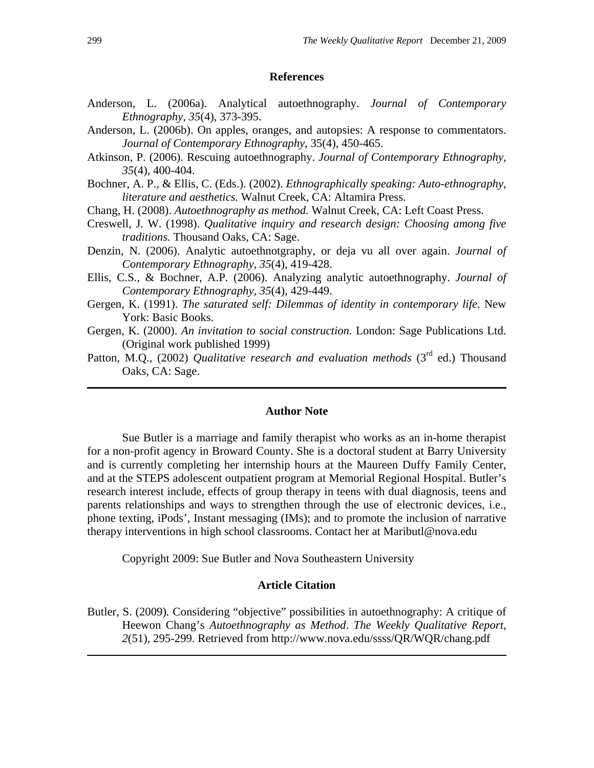## References

Anderson, L. (2006a). Analytical autoethnography. *Journal of Contemporary Ethnography, 35*(4), 373-395.

Anderson, L. (2006b). On apples, oranges, and autopsies: A response to commentators. *Journal of Contemporary Ethnography*, 35(4), 450-465.

Atkinson, P. (2006). Rescuing autoethnography. *Journal of Contemporary Ethnography, 35*(4), 400-404.

Bochner, A. P., & Ellis, C. (Eds.). (2002). *Ethnographically speaking: Auto-ethnography, literature and aesthetics.* Walnut Creek, CA: Altamira Press.

Chang, H. (2008). *Autoethnography as method.* Walnut Creek, CA: Left Coast Press.

Creswell, J. W. (1998). *Qualitative inquiry and research design: Choosing among five traditions.* Thousand Oaks, CA: Sage.

Denzin, N. (2006). Analytic autoethnotgraphy, or deja vu all over again. *Journal of Contemporary Ethnography, 35*(4), 419-428.

Ellis, C.S., & Bochner, A.P. (2006). Analyzing analytic autoethnography. *Journal of Contemporary Ethnography, 35*(4), 429-449.

Gergen, K. (1991). *The saturated self: Dilemmas of identity in contemporary life.* New York: Basic Books.

Gergen, K. (2000). *An invitation to social construction.* London: Sage Publications Ltd. (Original work published 1999)

Patton, M.Q., (2002) *Qualitative research and evaluation methods* (3rd ed.) Thousand Oaks, CA: Sage.

## Author Note

Sue Butler is a marriage and family therapist who works as an in-home therapist for a non-profit agency in Broward County. She is a doctoral student at Barry University and is currently completing her internship hours at the Maureen Duffy Family Center, and at the STEPS adolescent outpatient program at Memorial Regional Hospital. Butler's research interest include, effects of group therapy in teens with dual diagnosis, teens and parents relationships and ways to strengthen through the use of electronic devices, i.e., phone texting, iPods', Instant messaging (IMs); and to promote the inclusion of narrative therapy interventions in high school classrooms. Contact her at Maributl@nova.edu

Copyright 2009: Sue Butler and Nova Southeastern University

## Article Citation

Butler, S. (2009). Considering "objective" possibilities in autoethnography: A critique of Heewon Chang's *Autoethnography as Method*. *The Weekly Qualitative Report*, *2*(51), 295-299. Retrieved from http://www.nova.edu/ssss/QR/WQR/chang.pdf